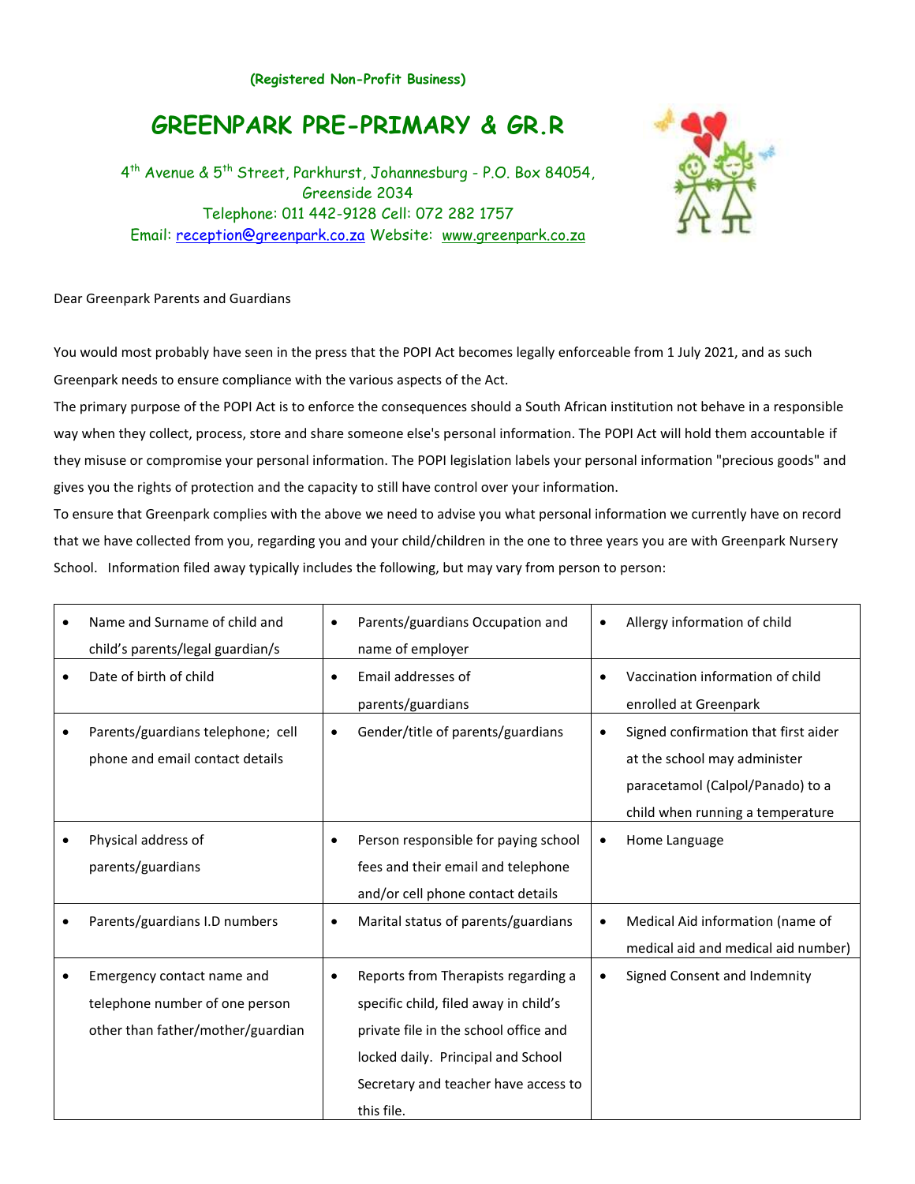**(Registered Non-Profit Business)**

# GREENPARK PRE-PRIMARY & GR.R

4th Avenue & 5th Street, Parkhurst, Johannesburg - P.O. Box 84054, Greenside 2034
Telephone: 011 442-9128 Cell: 072 282 1757
Email: reception@greenpark.co.za Website: www.greenpark.co.za

Dear Greenpark Parents and Guardians

You would most probably have seen in the press that the POPI Act becomes legally enforceable from 1 July 2021, and as such Greenpark needs to ensure compliance with the various aspects of the Act.

The primary purpose of the POPI Act is to enforce the consequences should a South African institution not behave in a responsible way when they collect, process, store and share someone else's personal information. The POPI Act will hold them accountable if they misuse or compromise your personal information. The POPI legislation labels your personal information "precious goods" and gives you the rights of protection and the capacity to still have control over your information.

To ensure that Greenpark complies with the above we need to advise you what personal information we currently have on record that we have collected from you, regarding you and your child/children in the one to three years you are with Greenpark Nursery School. Information filed away typically includes the following, but may vary from person to person:

| | | |
|---|---|---|
| • Name and Surname of child and child's parents/legal guardian/s | • Parents/guardians Occupation and name of employer | • Allergy information of child |
| • Date of birth of child | • Email addresses of parents/guardians | • Vaccination information of child enrolled at Greenpark |
| • Parents/guardians telephone; cell phone and email contact details | • Gender/title of parents/guardians | • Signed confirmation that first aider at the school may administer paracetamol (Calpol/Panado) to a child when running a temperature |
| • Physical address of parents/guardians | • Person responsible for paying school fees and their email and telephone and/or cell phone contact details | • Home Language |
| • Parents/guardians I.D numbers | • Marital status of parents/guardians | • Medical Aid information (name of medical aid and medical aid number) |
| • Emergency contact name and telephone number of one person other than father/mother/guardian | • Reports from Therapists regarding a specific child, filed away in child's private file in the school office and locked daily. Principal and School Secretary and teacher have access to this file. | • Signed Consent and Indemnity |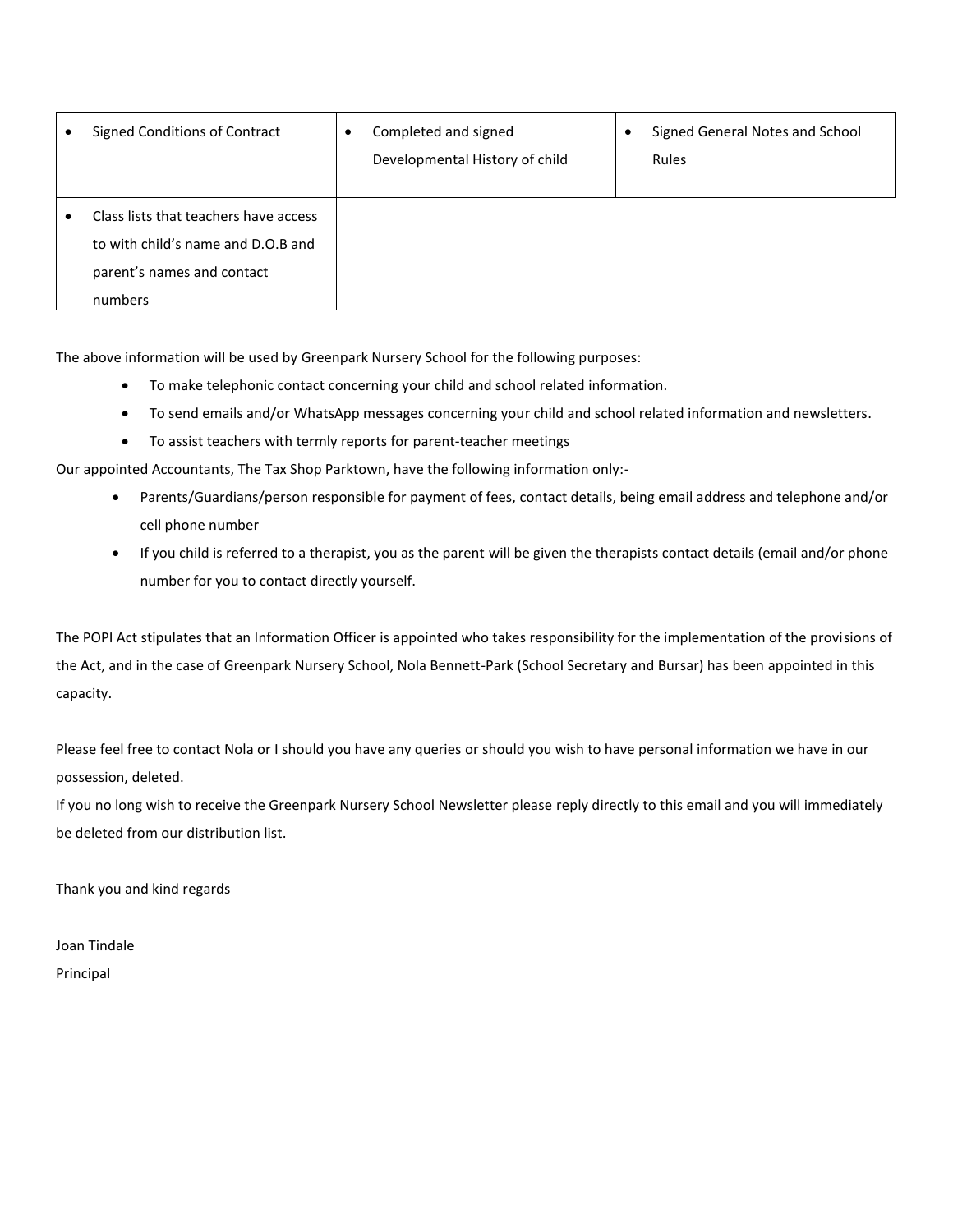| | | |
|---|---|---|
| • Signed Conditions of Contract | • Completed and signed Developmental History of child | • Signed General Notes and School Rules |
| • Class lists that teachers have access to with child's name and D.O.B and parent's names and contact numbers | | |

The above information will be used by Greenpark Nursery School for the following purposes:

- To make telephonic contact concerning your child and school related information.
- To send emails and/or WhatsApp messages concerning your child and school related information and newsletters.
- To assist teachers with termly reports for parent-teacher meetings

Our appointed Accountants, The Tax Shop Parktown, have the following information only:-

- Parents/Guardians/person responsible for payment of fees, contact details, being email address and telephone and/or cell phone number
- If you child is referred to a therapist, you as the parent will be given the therapists contact details (email and/or phone number for you to contact directly yourself.

The POPI Act stipulates that an Information Officer is appointed who takes responsibility for the implementation of the provisions of the Act, and in the case of Greenpark Nursery School, Nola Bennett-Park (School Secretary and Bursar) has been appointed in this capacity.

Please feel free to contact Nola or I should you have any queries or should you wish to have personal information we have in our possession, deleted.
If you no long wish to receive the Greenpark Nursery School Newsletter please reply directly to this email and you will immediately be deleted from our distribution list.

Thank you and kind regards

Joan Tindale
Principal